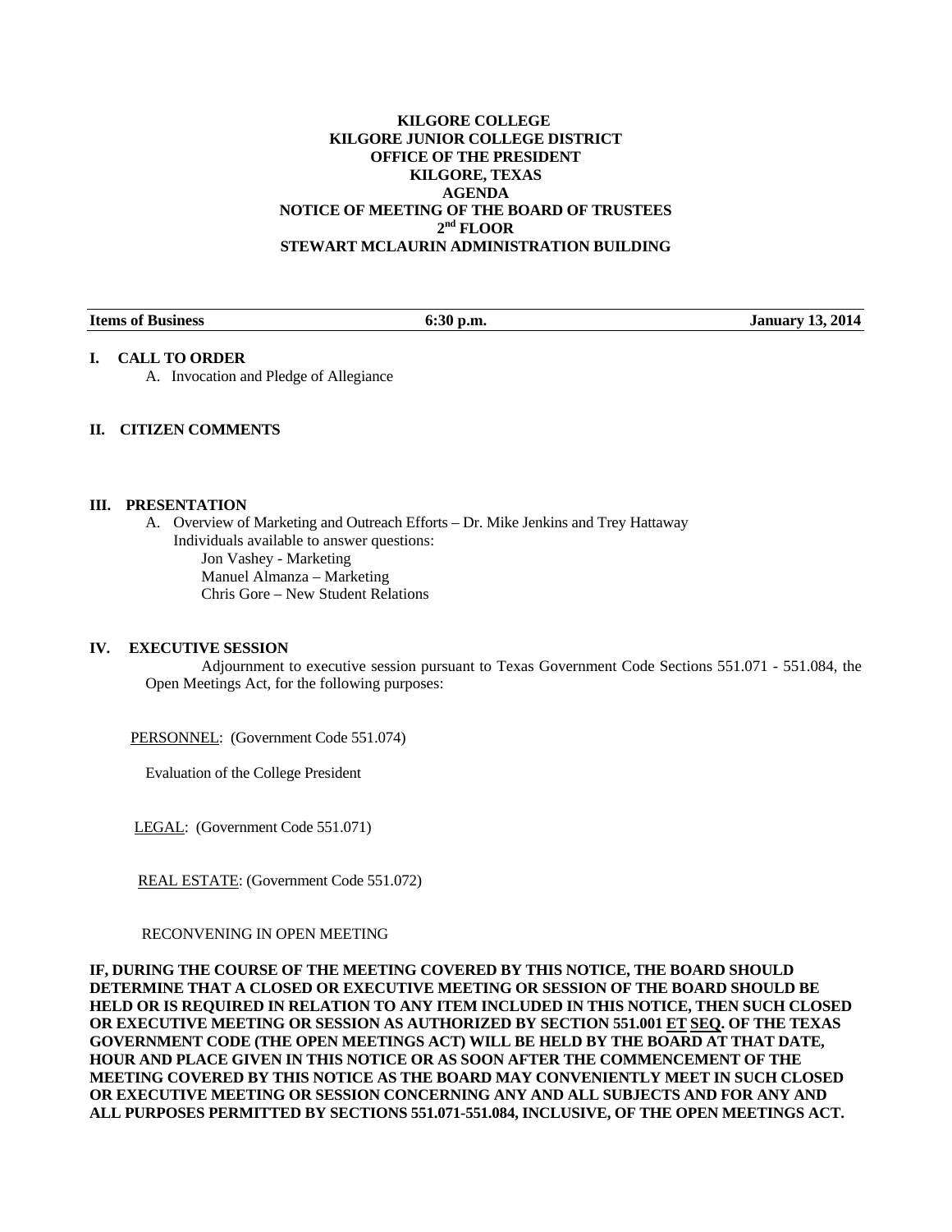**KILGORE COLLEGE**
**KILGORE JUNIOR COLLEGE DISTRICT**
**OFFICE OF THE PRESIDENT**
**KILGORE, TEXAS**
**AGENDA**
**NOTICE OF MEETING OF THE BOARD OF TRUSTEES**
**2nd FLOOR**
**STEWART MCLAURIN ADMINISTRATION BUILDING**

| **Items of Business** | **6:30 p.m.** | **January 13, 2014** |
|---|---|---|

## I. CALL TO ORDER

A. Invocation and Pledge of Allegiance

## II. CITIZEN COMMENTS

## III. PRESENTATION

A. Overview of Marketing and Outreach Efforts – Dr. Mike Jenkins and Trey Hattaway
   Individuals available to answer questions:
   Jon Vashey - Marketing
   Manuel Almanza – Marketing
   Chris Gore – New Student Relations

## IV. EXECUTIVE SESSION

Adjournment to executive session pursuant to Texas Government Code Sections 551.071 - 551.084, the Open Meetings Act, for the following purposes:

PERSONNEL: (Government Code 551.074)

Evaluation of the College President

LEGAL: (Government Code 551.071)

REAL ESTATE: (Government Code 551.072)

RECONVENING IN OPEN MEETING

**IF, DURING THE COURSE OF THE MEETING COVERED BY THIS NOTICE, THE BOARD SHOULD DETERMINE THAT A CLOSED OR EXECUTIVE MEETING OR SESSION OF THE BOARD SHOULD BE HELD OR IS REQUIRED IN RELATION TO ANY ITEM INCLUDED IN THIS NOTICE, THEN SUCH CLOSED OR EXECUTIVE MEETING OR SESSION AS AUTHORIZED BY SECTION 551.001 ET SEQ. OF THE TEXAS GOVERNMENT CODE (THE OPEN MEETINGS ACT) WILL BE HELD BY THE BOARD AT THAT DATE, HOUR AND PLACE GIVEN IN THIS NOTICE OR AS SOON AFTER THE COMMENCEMENT OF THE MEETING COVERED BY THIS NOTICE AS THE BOARD MAY CONVENIENTLY MEET IN SUCH CLOSED OR EXECUTIVE MEETING OR SESSION CONCERNING ANY AND ALL SUBJECTS AND FOR ANY AND ALL PURPOSES PERMITTED BY SECTIONS 551.071-551.084, INCLUSIVE, OF THE OPEN MEETINGS ACT.**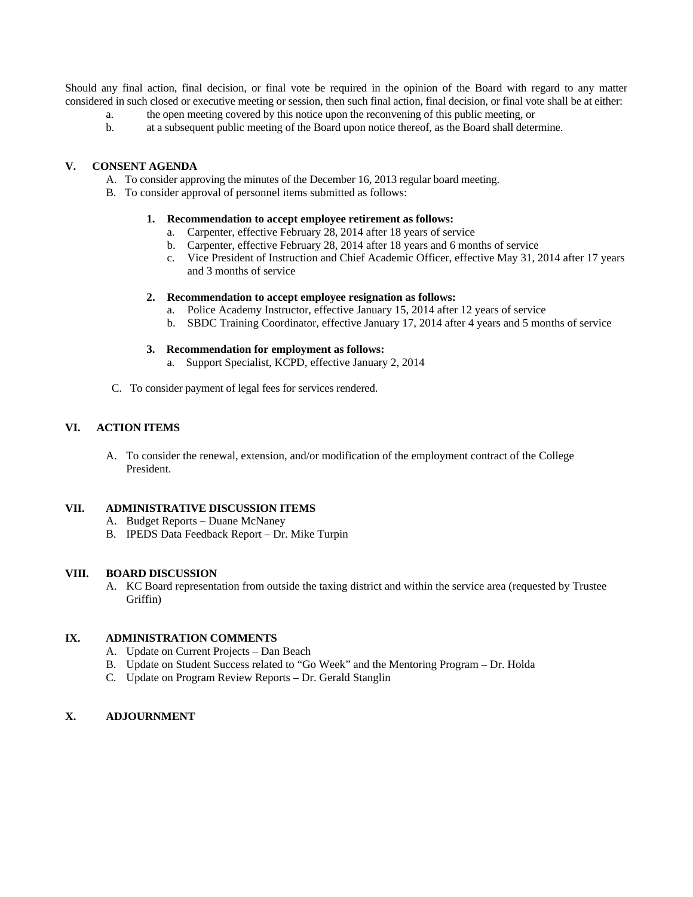Should any final action, final decision, or final vote be required in the opinion of the Board with regard to any matter considered in such closed or executive meeting or session, then such final action, final decision, or final vote shall be at either:

a. the open meeting covered by this notice upon the reconvening of this public meeting, or
b. at a subsequent public meeting of the Board upon notice thereof, as the Board shall determine.

## V. CONSENT AGENDA

A. To consider approving the minutes of the December 16, 2013 regular board meeting.
B. To consider approval of personnel items submitted as follows:

**1. Recommendation to accept employee retirement as follows:**

a. Carpenter, effective February 28, 2014 after 18 years of service
b. Carpenter, effective February 28, 2014 after 18 years and 6 months of service
c. Vice President of Instruction and Chief Academic Officer, effective May 31, 2014 after 17 years and 3 months of service

**2. Recommendation to accept employee resignation as follows:**

a. Police Academy Instructor, effective January 15, 2014 after 12 years of service
b. SBDC Training Coordinator, effective January 17, 2014 after 4 years and 5 months of service

**3. Recommendation for employment as follows:**

a. Support Specialist, KCPD, effective January 2, 2014

C. To consider payment of legal fees for services rendered.

## VI. ACTION ITEMS

A. To consider the renewal, extension, and/or modification of the employment contract of the College President.

## VII. ADMINISTRATIVE DISCUSSION ITEMS

A. Budget Reports – Duane McNaney
B. IPEDS Data Feedback Report – Dr. Mike Turpin

## VIII. BOARD DISCUSSION

A. KC Board representation from outside the taxing district and within the service area (requested by Trustee Griffin)

## IX. ADMINISTRATION COMMENTS

A. Update on Current Projects – Dan Beach
B. Update on Student Success related to "Go Week" and the Mentoring Program – Dr. Holda
C. Update on Program Review Reports – Dr. Gerald Stanglin

## X. ADJOURNMENT